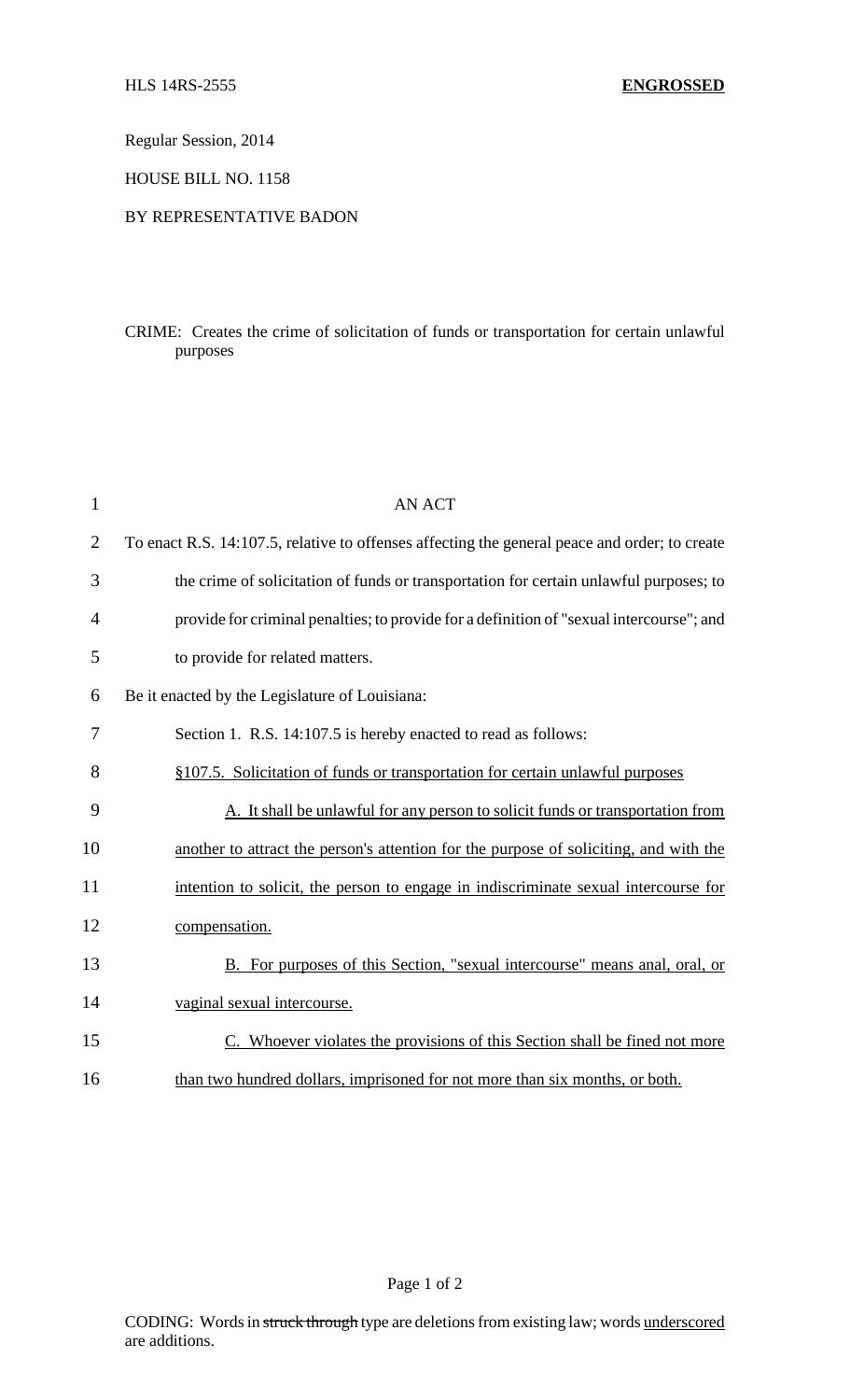HLS 14RS-2555 **ENGROSSED**

Regular Session, 2014

HOUSE BILL NO. 1158

BY REPRESENTATIVE BADON

CRIME: Creates the crime of solicitation of funds or transportation for certain unlawful purposes

AN ACT

To enact R.S. 14:107.5, relative to offenses affecting the general peace and order; to create the crime of solicitation of funds or transportation for certain unlawful purposes; to provide for criminal penalties; to provide for a definition of "sexual intercourse"; and to provide for related matters.

Be it enacted by the Legislature of Louisiana:

Section 1. R.S. 14:107.5 is hereby enacted to read as follows:

<u>§107.5. Solicitation of funds or transportation for certain unlawful purposes</u>

<u>A. It shall be unlawful for any person to solicit funds or transportation from another to attract the person's attention for the purpose of soliciting, and with the intention to solicit, the person to engage in indiscriminate sexual intercourse for compensation.</u>

<u>B. For purposes of this Section, "sexual intercourse" means anal, oral, or vaginal sexual intercourse.</u>

<u>C. Whoever violates the provisions of this Section shall be fined not more than two hundred dollars, imprisoned for not more than six months, or both.</u>

CODING: Words in ~~struck through~~ type are deletions from existing law; words <u>underscored</u> are additions.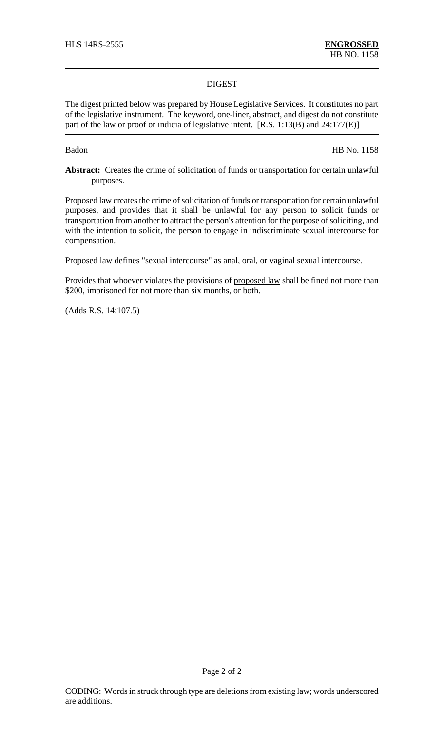HLS 14RS-2555 **ENGROSSED**
HB NO. 1158

## DIGEST

The digest printed below was prepared by House Legislative Services. It constitutes no part of the legislative instrument. The keyword, one-liner, abstract, and digest do not constitute part of the law or proof or indicia of legislative intent. [R.S. 1:13(B) and 24:177(E)]

Badon HB No. 1158

**Abstract:** Creates the crime of solicitation of funds or transportation for certain unlawful purposes.

Proposed law creates the crime of solicitation of funds or transportation for certain unlawful purposes, and provides that it shall be unlawful for any person to solicit funds or transportation from another to attract the person's attention for the purpose of soliciting, and with the intention to solicit, the person to engage in indiscriminate sexual intercourse for compensation.

Proposed law defines "sexual intercourse" as anal, oral, or vaginal sexual intercourse.

Provides that whoever violates the provisions of proposed law shall be fined not more than \$200, imprisoned for not more than six months, or both.

(Adds R.S. 14:107.5)

CODING: Words in ~~struck through~~ type are deletions from existing law; words underscored are additions.